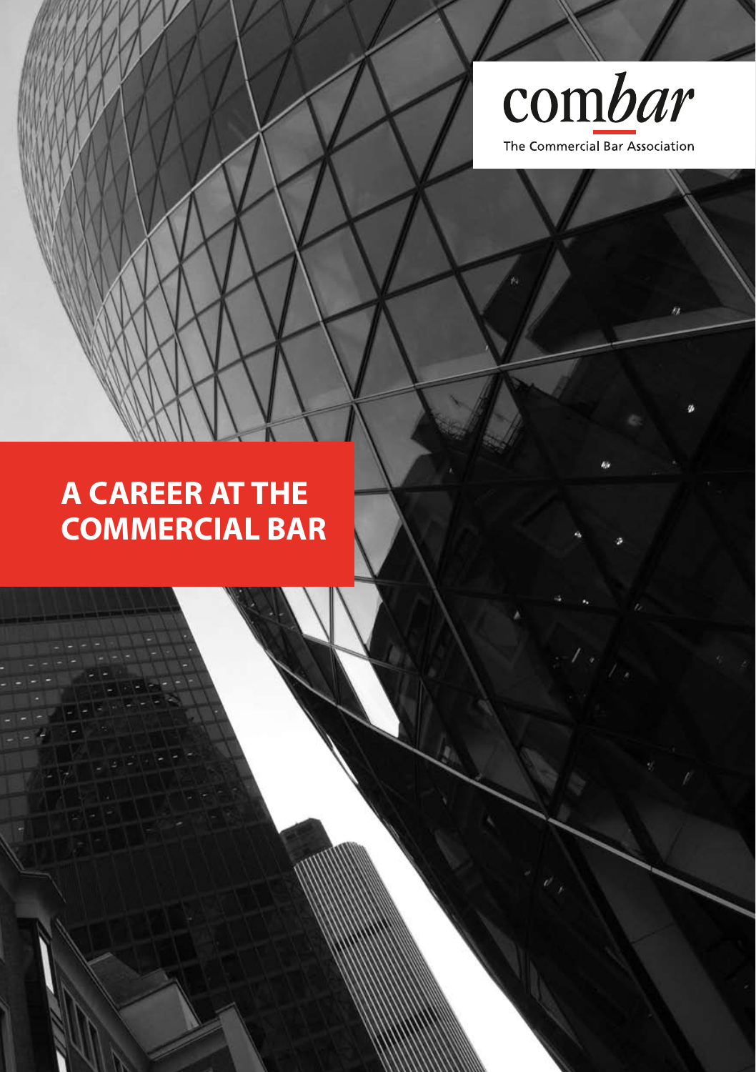combar

The Commercial Bar Association

# A CAREER AT THE COMMERCIAL BAR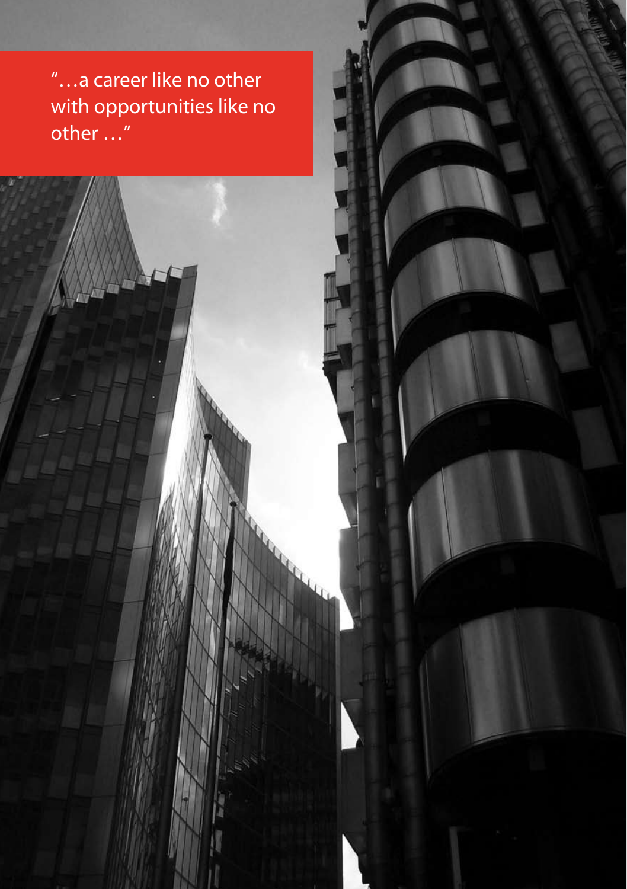"…a career like no other with opportunities like no other …"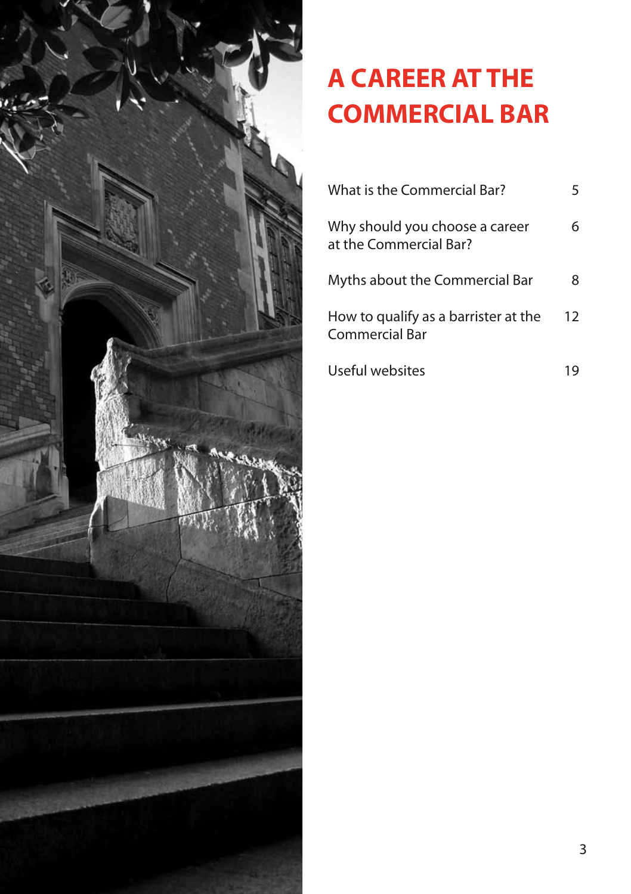# A CAREER AT THE COMMERCIAL BAR

| | |
|---|---|
| What is the Commercial Bar? | 5 |
| Why should you choose a career at the Commercial Bar? | 6 |
| Myths about the Commercial Bar | 8 |
| How to qualify as a barrister at the Commercial Bar | 12 |
| Useful websites | 19 |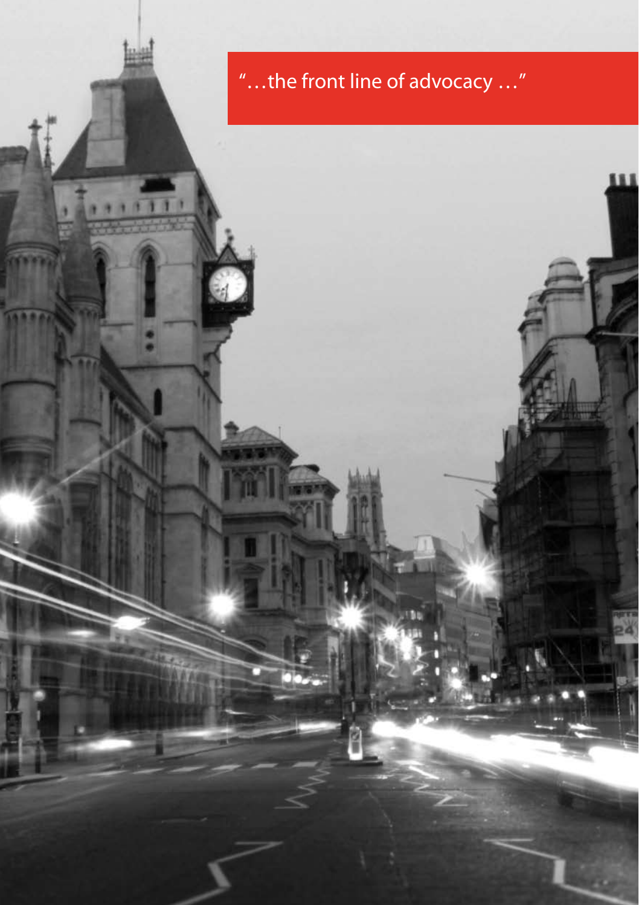"…the front line of advocacy …"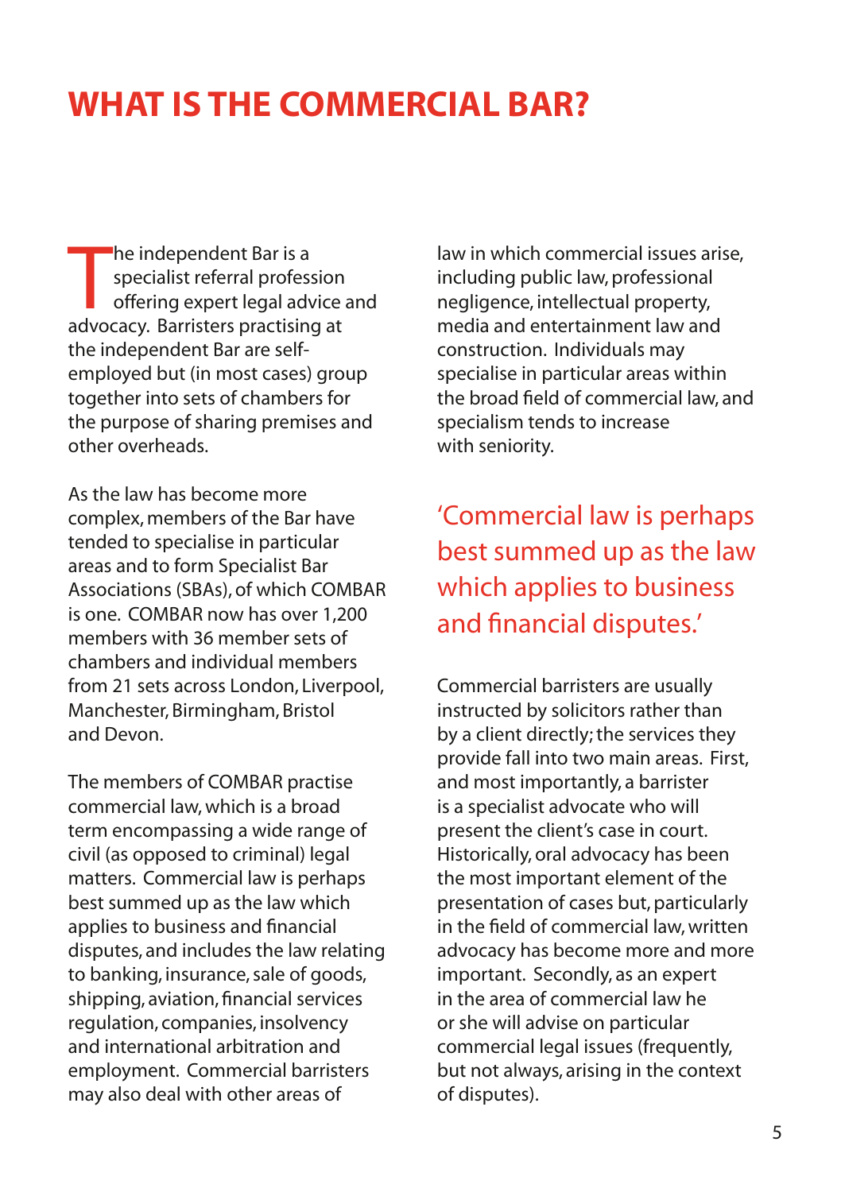# WHAT IS THE COMMERCIAL BAR?

The independent Bar is a specialist referral profession offering expert legal advice and advocacy. Barristers practising at the independent Bar are self-employed but (in most cases) group together into sets of chambers for the purpose of sharing premises and other overheads.

As the law has become more complex, members of the Bar have tended to specialise in particular areas and to form Specialist Bar Associations (SBAs), of which COMBAR is one. COMBAR now has over 1,200 members with 36 member sets of chambers and individual members from 21 sets across London, Liverpool, Manchester, Birmingham, Bristol and Devon.

The members of COMBAR practise commercial law, which is a broad term encompassing a wide range of civil (as opposed to criminal) legal matters. Commercial law is perhaps best summed up as the law which applies to business and financial disputes, and includes the law relating to banking, insurance, sale of goods, shipping, aviation, financial services regulation, companies, insolvency and international arbitration and employment. Commercial barristers may also deal with other areas of law in which commercial issues arise, including public law, professional negligence, intellectual property, media and entertainment law and construction. Individuals may specialise in particular areas within the broad field of commercial law, and specialism tends to increase with seniority.

> 'Commercial law is perhaps best summed up as the law which applies to business and financial disputes.'

Commercial barristers are usually instructed by solicitors rather than by a client directly; the services they provide fall into two main areas. First, and most importantly, a barrister is a specialist advocate who will present the client's case in court. Historically, oral advocacy has been the most important element of the presentation of cases but, particularly in the field of commercial law, written advocacy has become more and more important. Secondly, as an expert in the area of commercial law he or she will advise on particular commercial legal issues (frequently, but not always, arising in the context of disputes).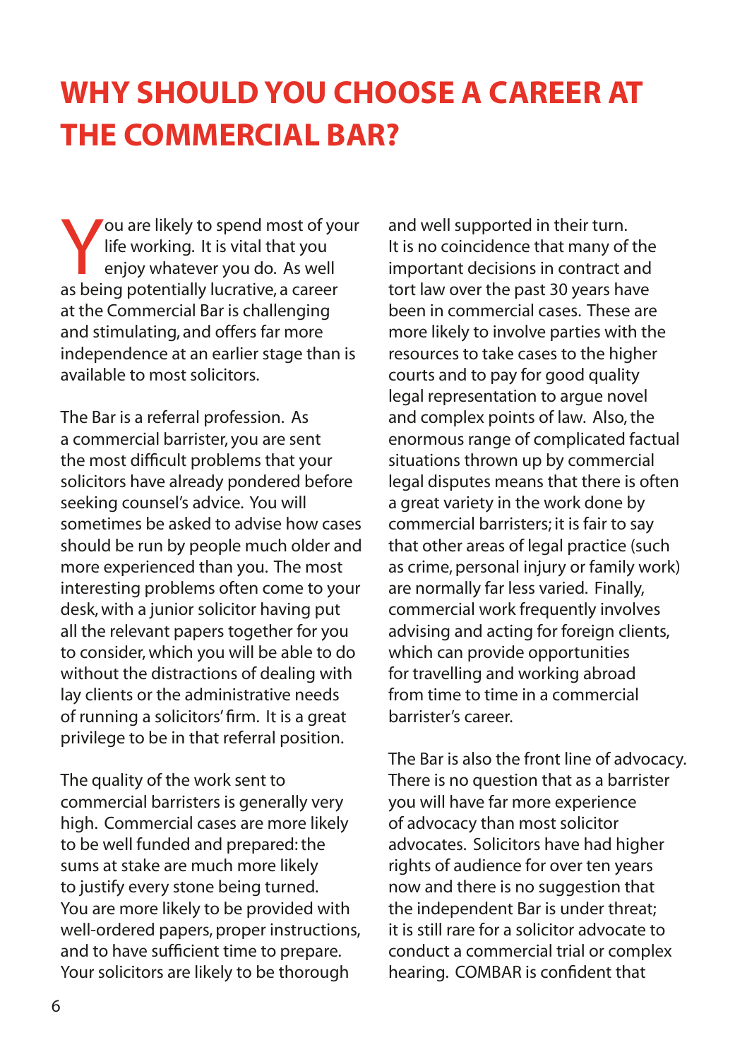# WHY SHOULD YOU CHOOSE A CAREER AT THE COMMERCIAL BAR?

You are likely to spend most of your life working. It is vital that you enjoy whatever you do. As well as being potentially lucrative, a career at the Commercial Bar is challenging and stimulating, and offers far more independence at an earlier stage than is available to most solicitors.

The Bar is a referral profession. As a commercial barrister, you are sent the most difficult problems that your solicitors have already pondered before seeking counsel's advice. You will sometimes be asked to advise how cases should be run by people much older and more experienced than you. The most interesting problems often come to your desk, with a junior solicitor having put all the relevant papers together for you to consider, which you will be able to do without the distractions of dealing with lay clients or the administrative needs of running a solicitors' firm. It is a great privilege to be in that referral position.

The quality of the work sent to commercial barristers is generally very high. Commercial cases are more likely to be well funded and prepared: the sums at stake are much more likely to justify every stone being turned. You are more likely to be provided with well-ordered papers, proper instructions, and to have sufficient time to prepare. Your solicitors are likely to be thorough and well supported in their turn. It is no coincidence that many of the important decisions in contract and tort law over the past 30 years have been in commercial cases. These are more likely to involve parties with the resources to take cases to the higher courts and to pay for good quality legal representation to argue novel and complex points of law. Also, the enormous range of complicated factual situations thrown up by commercial legal disputes means that there is often a great variety in the work done by commercial barristers; it is fair to say that other areas of legal practice (such as crime, personal injury or family work) are normally far less varied. Finally, commercial work frequently involves advising and acting for foreign clients, which can provide opportunities for travelling and working abroad from time to time in a commercial barrister's career.

The Bar is also the front line of advocacy. There is no question that as a barrister you will have far more experience of advocacy than most solicitor advocates. Solicitors have had higher rights of audience for over ten years now and there is no suggestion that the independent Bar is under threat; it is still rare for a solicitor advocate to conduct a commercial trial or complex hearing. COMBAR is confident that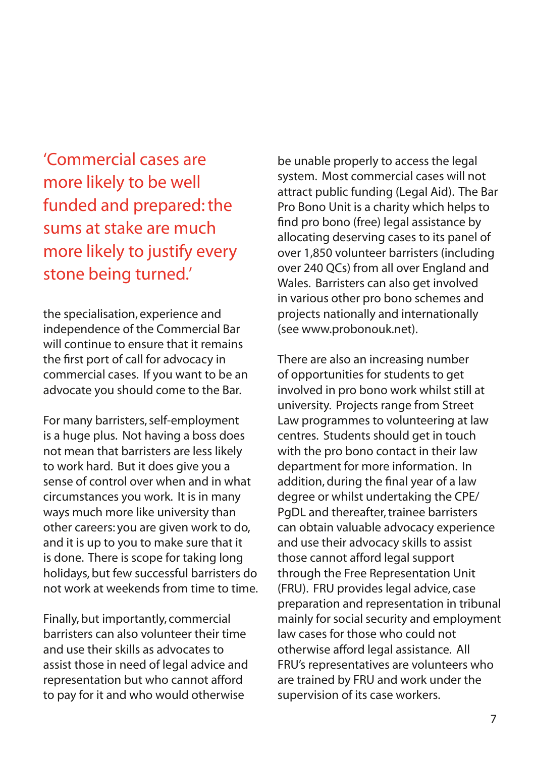> 'Commercial cases are more likely to be well funded and prepared: the sums at stake are much more likely to justify every stone being turned.'

the specialisation, experience and independence of the Commercial Bar will continue to ensure that it remains the first port of call for advocacy in commercial cases. If you want to be an advocate you should come to the Bar.

For many barristers, self-employment is a huge plus. Not having a boss does not mean that barristers are less likely to work hard. But it does give you a sense of control over when and in what circumstances you work. It is in many ways much more like university than other careers: you are given work to do, and it is up to you to make sure that it is done. There is scope for taking long holidays, but few successful barristers do not work at weekends from time to time.

Finally, but importantly, commercial barristers can also volunteer their time and use their skills as advocates to assist those in need of legal advice and representation but who cannot afford to pay for it and who would otherwise be unable properly to access the legal system. Most commercial cases will not attract public funding (Legal Aid). The Bar Pro Bono Unit is a charity which helps to find pro bono (free) legal assistance by allocating deserving cases to its panel of over 1,850 volunteer barristers (including over 240 QCs) from all over England and Wales. Barristers can also get involved in various other pro bono schemes and projects nationally and internationally (see www.probonouk.net).

There are also an increasing number of opportunities for students to get involved in pro bono work whilst still at university. Projects range from Street Law programmes to volunteering at law centres. Students should get in touch with the pro bono contact in their law department for more information. In addition, during the final year of a law degree or whilst undertaking the CPE/PgDL and thereafter, trainee barristers can obtain valuable advocacy experience and use their advocacy skills to assist those cannot afford legal support through the Free Representation Unit (FRU). FRU provides legal advice, case preparation and representation in tribunal mainly for social security and employment law cases for those who could not otherwise afford legal assistance. All FRU's representatives are volunteers who are trained by FRU and work under the supervision of its case workers.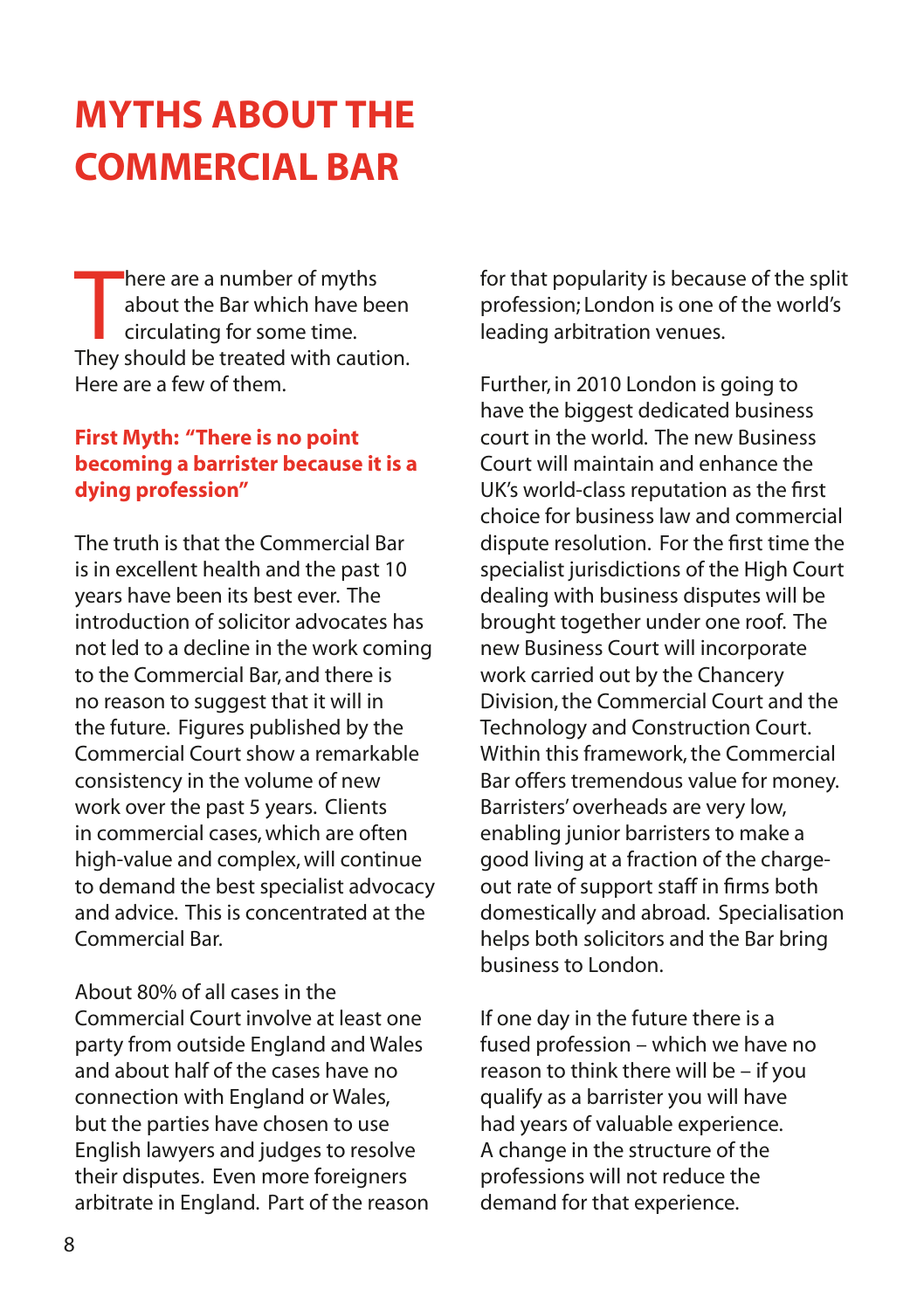# MYTHS ABOUT THE COMMERCIAL BAR

There are a number of myths about the Bar which have been circulating for some time. They should be treated with caution. Here are a few of them.

### First Myth: "There is no point becoming a barrister because it is a dying profession"

The truth is that the Commercial Bar is in excellent health and the past 10 years have been its best ever. The introduction of solicitor advocates has not led to a decline in the work coming to the Commercial Bar, and there is no reason to suggest that it will in the future. Figures published by the Commercial Court show a remarkable consistency in the volume of new work over the past 5 years. Clients in commercial cases, which are often high-value and complex, will continue to demand the best specialist advocacy and advice. This is concentrated at the Commercial Bar.

About 80% of all cases in the Commercial Court involve at least one party from outside England and Wales and about half of the cases have no connection with England or Wales, but the parties have chosen to use English lawyers and judges to resolve their disputes. Even more foreigners arbitrate in England. Part of the reason for that popularity is because of the split profession; London is one of the world's leading arbitration venues.

Further, in 2010 London is going to have the biggest dedicated business court in the world. The new Business Court will maintain and enhance the UK's world-class reputation as the first choice for business law and commercial dispute resolution. For the first time the specialist jurisdictions of the High Court dealing with business disputes will be brought together under one roof. The new Business Court will incorporate work carried out by the Chancery Division, the Commercial Court and the Technology and Construction Court. Within this framework, the Commercial Bar offers tremendous value for money. Barristers' overheads are very low, enabling junior barristers to make a good living at a fraction of the charge-out rate of support staff in firms both domestically and abroad. Specialisation helps both solicitors and the Bar bring business to London.

If one day in the future there is a fused profession – which we have no reason to think there will be – if you qualify as a barrister you will have had years of valuable experience. A change in the structure of the professions will not reduce the demand for that experience.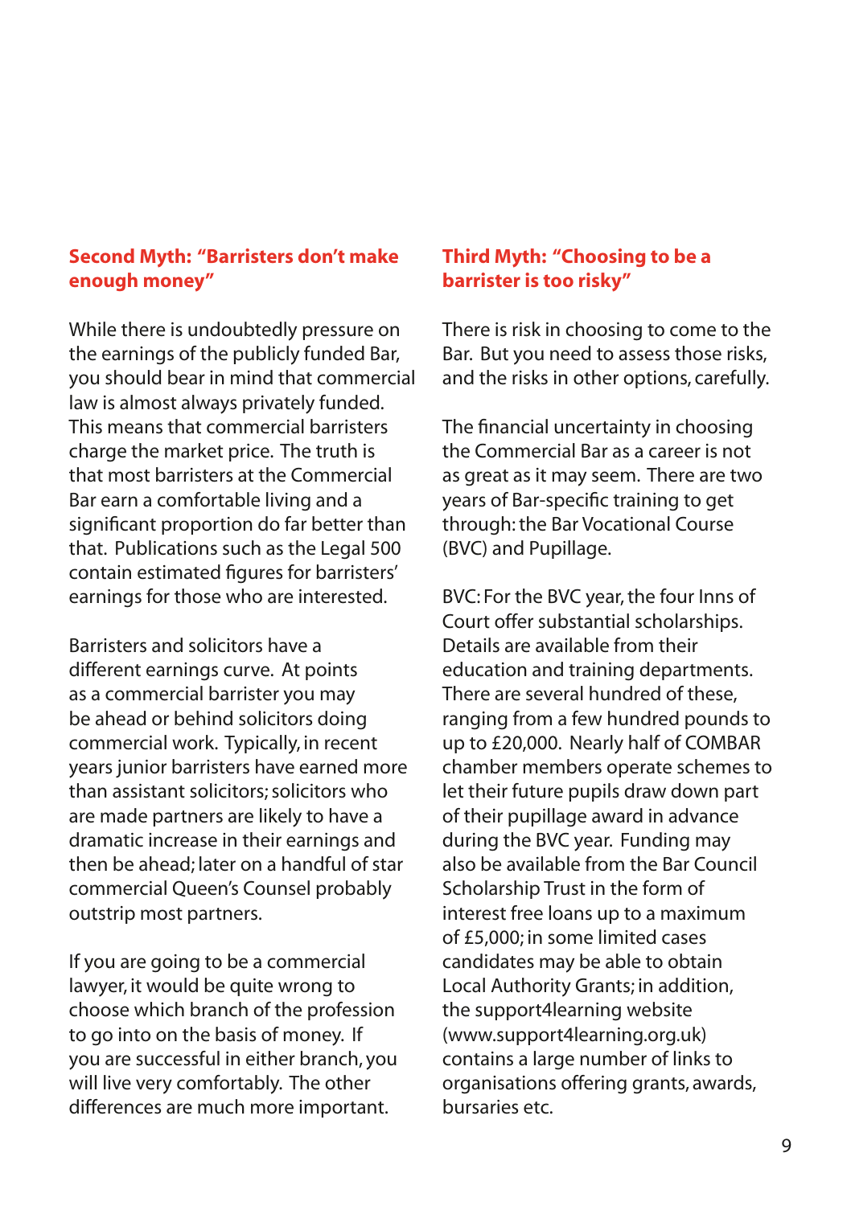## Second Myth: "Barristers don't make enough money"

While there is undoubtedly pressure on the earnings of the publicly funded Bar, you should bear in mind that commercial law is almost always privately funded. This means that commercial barristers charge the market price. The truth is that most barristers at the Commercial Bar earn a comfortable living and a significant proportion do far better than that. Publications such as the Legal 500 contain estimated figures for barristers' earnings for those who are interested.

Barristers and solicitors have a different earnings curve. At points as a commercial barrister you may be ahead or behind solicitors doing commercial work. Typically, in recent years junior barristers have earned more than assistant solicitors; solicitors who are made partners are likely to have a dramatic increase in their earnings and then be ahead; later on a handful of star commercial Queen's Counsel probably outstrip most partners.

If you are going to be a commercial lawyer, it would be quite wrong to choose which branch of the profession to go into on the basis of money. If you are successful in either branch, you will live very comfortably. The other differences are much more important.

## Third Myth: "Choosing to be a barrister is too risky"

There is risk in choosing to come to the Bar. But you need to assess those risks, and the risks in other options, carefully.

The financial uncertainty in choosing the Commercial Bar as a career is not as great as it may seem. There are two years of Bar-specific training to get through: the Bar Vocational Course (BVC) and Pupillage.

BVC: For the BVC year, the four Inns of Court offer substantial scholarships. Details are available from their education and training departments. There are several hundred of these, ranging from a few hundred pounds to up to £20,000. Nearly half of COMBAR chamber members operate schemes to let their future pupils draw down part of their pupillage award in advance during the BVC year. Funding may also be available from the Bar Council Scholarship Trust in the form of interest free loans up to a maximum of £5,000; in some limited cases candidates may be able to obtain Local Authority Grants; in addition, the support4learning website (www.support4learning.org.uk) contains a large number of links to organisations offering grants, awards, bursaries etc.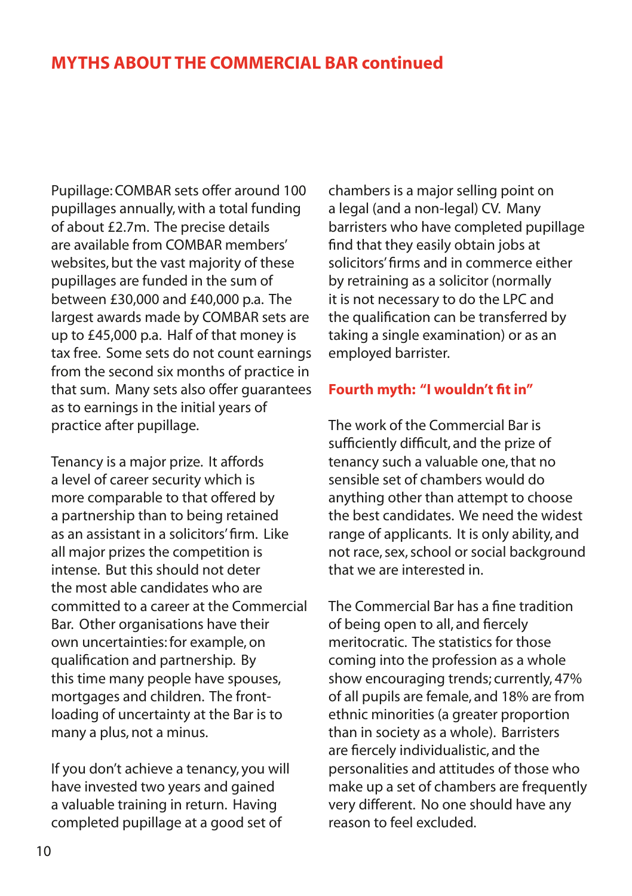## MYTHS ABOUT THE COMMERCIAL BAR continued

Pupillage: COMBAR sets offer around 100 pupillages annually, with a total funding of about £2.7m. The precise details are available from COMBAR members' websites, but the vast majority of these pupillages are funded in the sum of between £30,000 and £40,000 p.a. The largest awards made by COMBAR sets are up to £45,000 p.a. Half of that money is tax free. Some sets do not count earnings from the second six months of practice in that sum. Many sets also offer guarantees as to earnings in the initial years of practice after pupillage.

Tenancy is a major prize. It affords a level of career security which is more comparable to that offered by a partnership than to being retained as an assistant in a solicitors' firm. Like all major prizes the competition is intense. But this should not deter the most able candidates who are committed to a career at the Commercial Bar. Other organisations have their own uncertainties: for example, on qualification and partnership. By this time many people have spouses, mortgages and children. The front-loading of uncertainty at the Bar is to many a plus, not a minus.

If you don't achieve a tenancy, you will have invested two years and gained a valuable training in return. Having completed pupillage at a good set of chambers is a major selling point on a legal (and a non-legal) CV. Many barristers who have completed pupillage find that they easily obtain jobs at solicitors' firms and in commerce either by retraining as a solicitor (normally it is not necessary to do the LPC and the qualification can be transferred by taking a single examination) or as an employed barrister.

### Fourth myth: "I wouldn't fit in"

The work of the Commercial Bar is sufficiently difficult, and the prize of tenancy such a valuable one, that no sensible set of chambers would do anything other than attempt to choose the best candidates. We need the widest range of applicants. It is only ability, and not race, sex, school or social background that we are interested in.

The Commercial Bar has a fine tradition of being open to all, and fiercely meritocratic. The statistics for those coming into the profession as a whole show encouraging trends; currently, 47% of all pupils are female, and 18% are from ethnic minorities (a greater proportion than in society as a whole). Barristers are fiercely individualistic, and the personalities and attitudes of those who make up a set of chambers are frequently very different. No one should have any reason to feel excluded.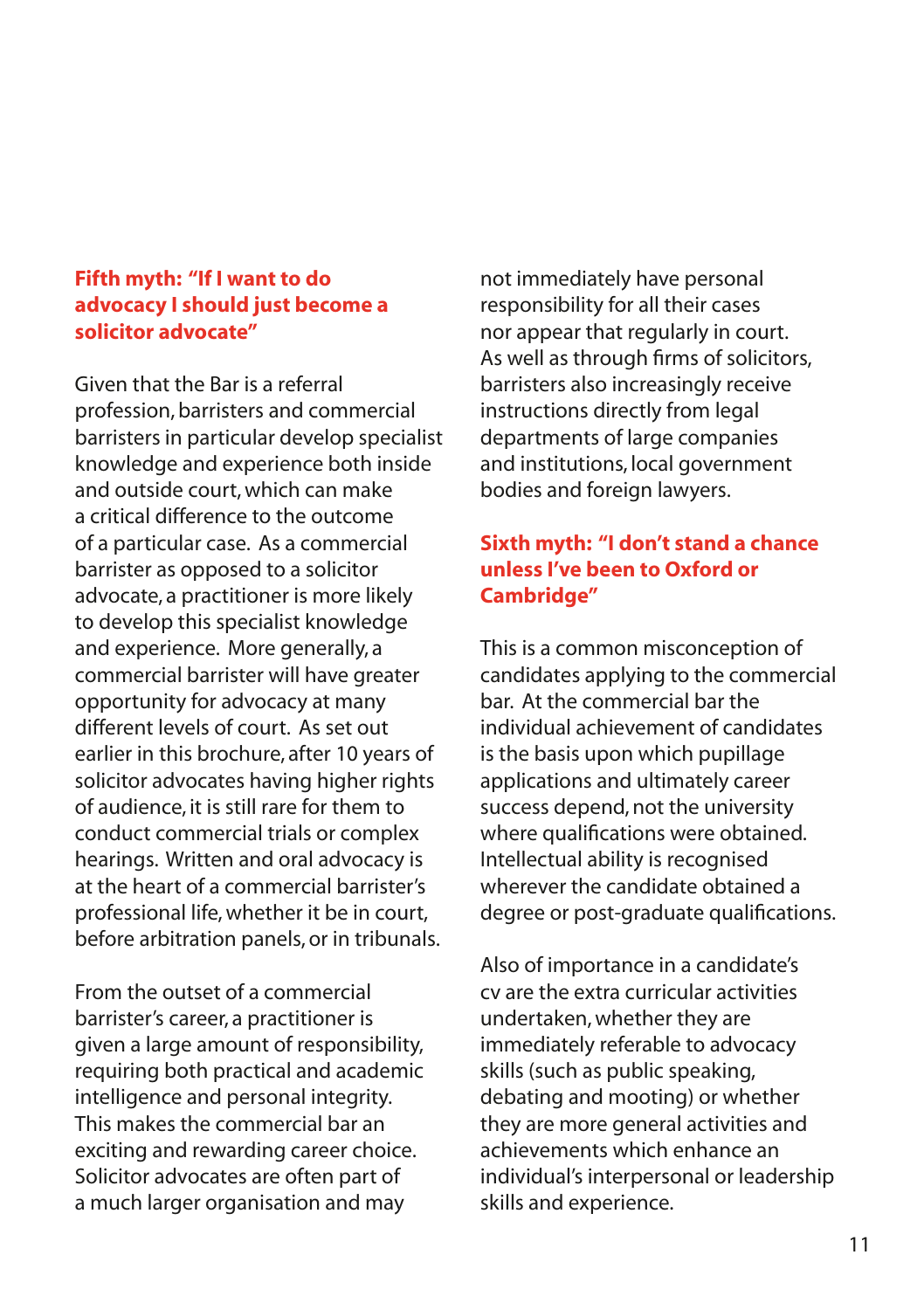## Fifth myth: "If I want to do advocacy I should just become a solicitor advocate"

Given that the Bar is a referral profession, barristers and commercial barristers in particular develop specialist knowledge and experience both inside and outside court, which can make a critical difference to the outcome of a particular case. As a commercial barrister as opposed to a solicitor advocate, a practitioner is more likely to develop this specialist knowledge and experience. More generally, a commercial barrister will have greater opportunity for advocacy at many different levels of court. As set out earlier in this brochure, after 10 years of solicitor advocates having higher rights of audience, it is still rare for them to conduct commercial trials or complex hearings. Written and oral advocacy is at the heart of a commercial barrister's professional life, whether it be in court, before arbitration panels, or in tribunals.

From the outset of a commercial barrister's career, a practitioner is given a large amount of responsibility, requiring both practical and academic intelligence and personal integrity. This makes the commercial bar an exciting and rewarding career choice. Solicitor advocates are often part of a much larger organisation and may not immediately have personal responsibility for all their cases nor appear that regularly in court. As well as through firms of solicitors, barristers also increasingly receive instructions directly from legal departments of large companies and institutions, local government bodies and foreign lawyers.

## Sixth myth: "I don't stand a chance unless I've been to Oxford or Cambridge"

This is a common misconception of candidates applying to the commercial bar. At the commercial bar the individual achievement of candidates is the basis upon which pupillage applications and ultimately career success depend, not the university where qualifications were obtained. Intellectual ability is recognised wherever the candidate obtained a degree or post-graduate qualifications.

Also of importance in a candidate's cv are the extra curricular activities undertaken, whether they are immediately referable to advocacy skills (such as public speaking, debating and mooting) or whether they are more general activities and achievements which enhance an individual's interpersonal or leadership skills and experience.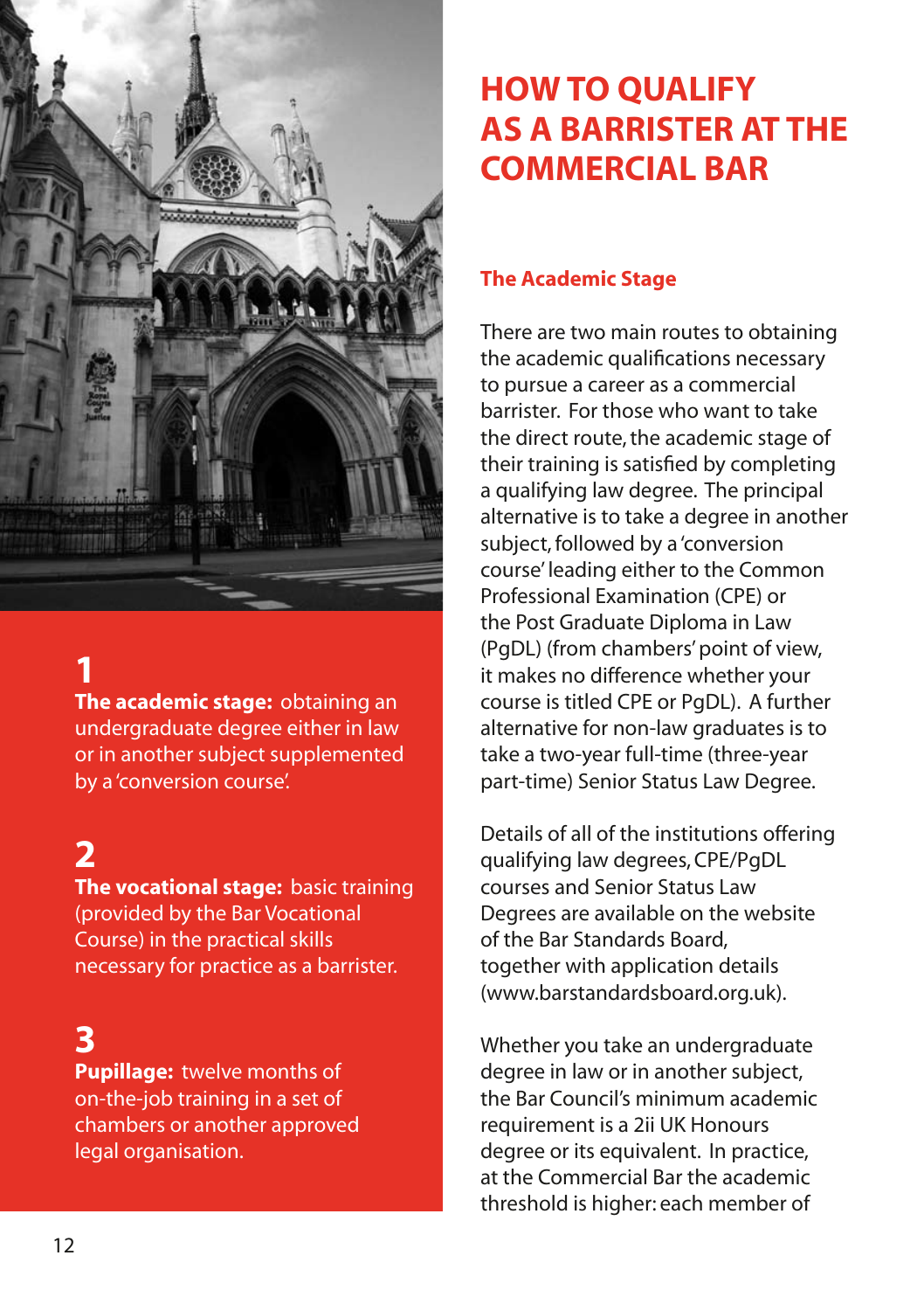1

**The academic stage:** obtaining an undergraduate degree either in law or in another subject supplemented by a 'conversion course'.

2

**The vocational stage:** basic training (provided by the Bar Vocational Course) in the practical skills necessary for practice as a barrister.

3

**Pupillage:** twelve months of on-the-job training in a set of chambers or another approved legal organisation.

# HOW TO QUALIFY AS A BARRISTER AT THE COMMERCIAL BAR

## The Academic Stage

There are two main routes to obtaining the academic qualifications necessary to pursue a career as a commercial barrister. For those who want to take the direct route, the academic stage of their training is satisfied by completing a qualifying law degree. The principal alternative is to take a degree in another subject, followed by a 'conversion course' leading either to the Common Professional Examination (CPE) or the Post Graduate Diploma in Law (PgDL) (from chambers' point of view, it makes no difference whether your course is titled CPE or PgDL). A further alternative for non-law graduates is to take a two-year full-time (three-year part-time) Senior Status Law Degree.

Details of all of the institutions offering qualifying law degrees, CPE/PgDL courses and Senior Status Law Degrees are available on the website of the Bar Standards Board, together with application details (www.barstandardsboard.org.uk).

Whether you take an undergraduate degree in law or in another subject, the Bar Council's minimum academic requirement is a 2ii UK Honours degree or its equivalent. In practice, at the Commercial Bar the academic threshold is higher: each member of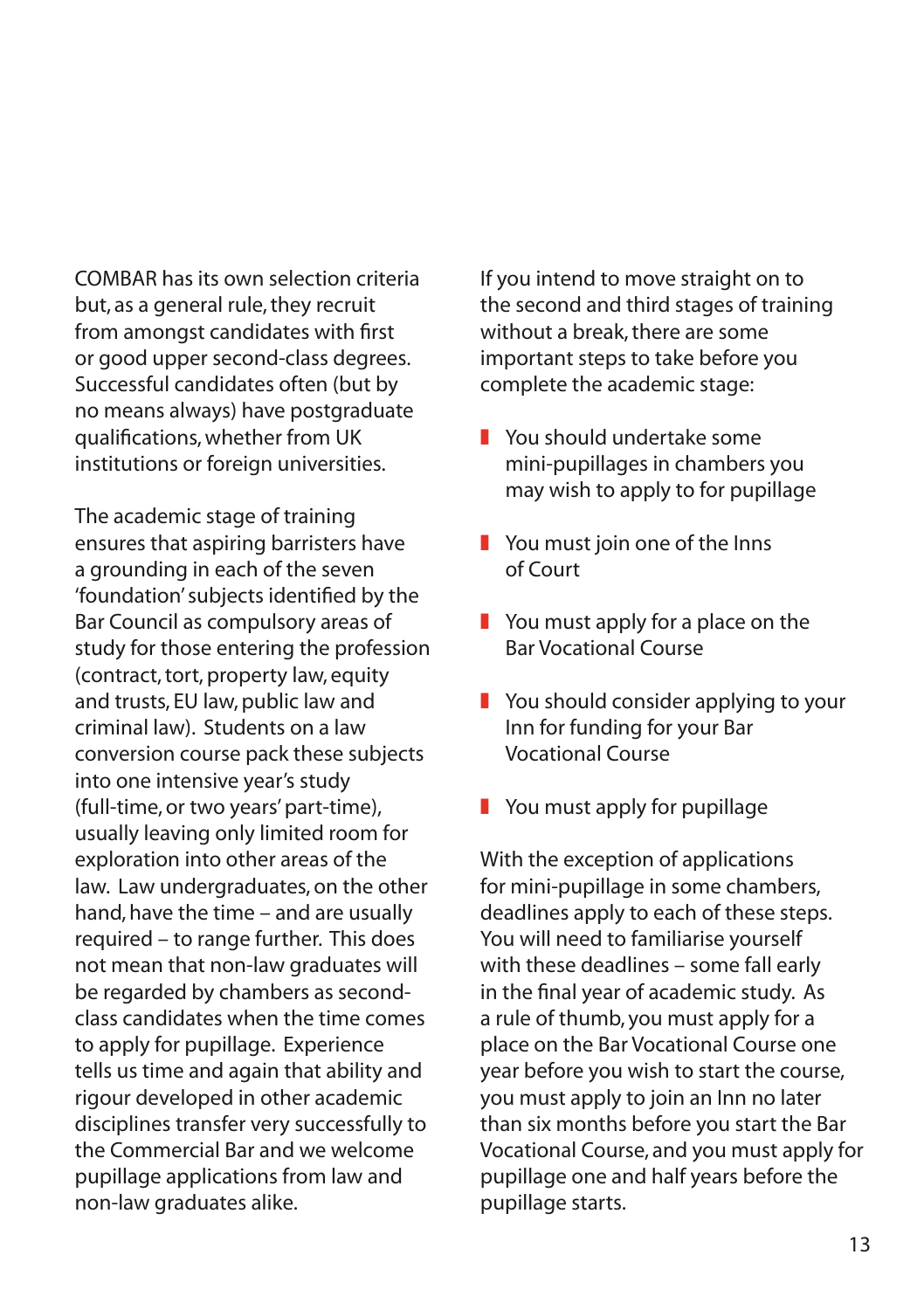COMBAR has its own selection criteria but, as a general rule, they recruit from amongst candidates with first or good upper second-class degrees. Successful candidates often (but by no means always) have postgraduate qualifications, whether from UK institutions or foreign universities.

The academic stage of training ensures that aspiring barristers have a grounding in each of the seven 'foundation' subjects identified by the Bar Council as compulsory areas of study for those entering the profession (contract, tort, property law, equity and trusts, EU law, public law and criminal law). Students on a law conversion course pack these subjects into one intensive year's study (full-time, or two years' part-time), usually leaving only limited room for exploration into other areas of the law. Law undergraduates, on the other hand, have the time – and are usually required – to range further. This does not mean that non-law graduates will be regarded by chambers as second-class candidates when the time comes to apply for pupillage. Experience tells us time and again that ability and rigour developed in other academic disciplines transfer very successfully to the Commercial Bar and we welcome pupillage applications from law and non-law graduates alike.

If you intend to move straight on to the second and third stages of training without a break, there are some important steps to take before you complete the academic stage:

- You should undertake some mini-pupillages in chambers you may wish to apply to for pupillage
- You must join one of the Inns of Court
- You must apply for a place on the Bar Vocational Course
- You should consider applying to your Inn for funding for your Bar Vocational Course
- You must apply for pupillage

With the exception of applications for mini-pupillage in some chambers, deadlines apply to each of these steps. You will need to familiarise yourself with these deadlines – some fall early in the final year of academic study. As a rule of thumb, you must apply for a place on the Bar Vocational Course one year before you wish to start the course, you must apply to join an Inn no later than six months before you start the Bar Vocational Course, and you must apply for pupillage one and half years before the pupillage starts.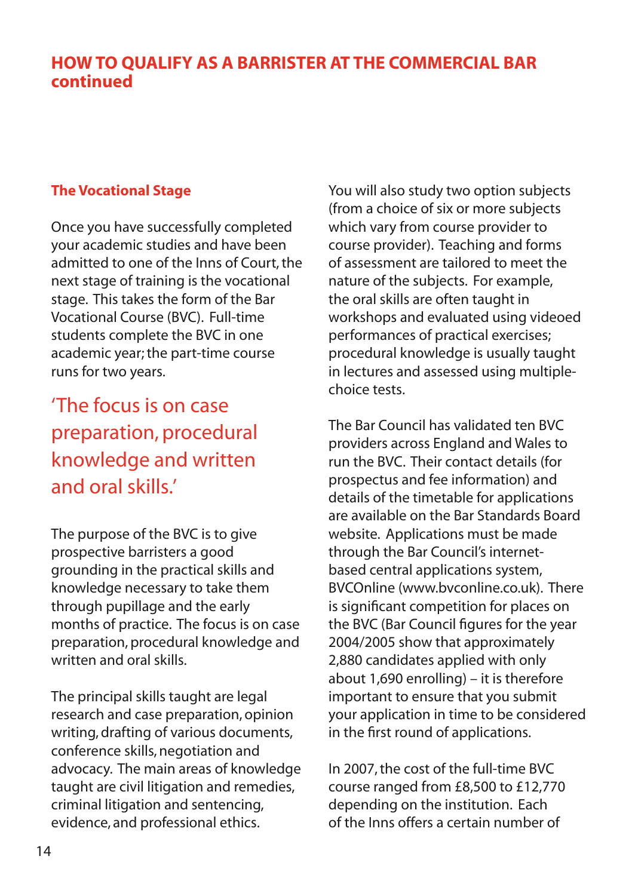## HOW TO QUALIFY AS A BARRISTER AT THE COMMERCIAL BAR continued

### The Vocational Stage

Once you have successfully completed your academic studies and have been admitted to one of the Inns of Court, the next stage of training is the vocational stage. This takes the form of the Bar Vocational Course (BVC). Full-time students complete the BVC in one academic year; the part-time course runs for two years.

> 'The focus is on case preparation, procedural knowledge and written and oral skills.'

The purpose of the BVC is to give prospective barristers a good grounding in the practical skills and knowledge necessary to take them through pupillage and the early months of practice. The focus is on case preparation, procedural knowledge and written and oral skills.

The principal skills taught are legal research and case preparation, opinion writing, drafting of various documents, conference skills, negotiation and advocacy. The main areas of knowledge taught are civil litigation and remedies, criminal litigation and sentencing, evidence, and professional ethics.

You will also study two option subjects (from a choice of six or more subjects which vary from course provider to course provider). Teaching and forms of assessment are tailored to meet the nature of the subjects. For example, the oral skills are often taught in workshops and evaluated using videoed performances of practical exercises; procedural knowledge is usually taught in lectures and assessed using multiple-choice tests.

The Bar Council has validated ten BVC providers across England and Wales to run the BVC. Their contact details (for prospectus and fee information) and details of the timetable for applications are available on the Bar Standards Board website. Applications must be made through the Bar Council's internet-based central applications system, BVCOnline (www.bvconline.co.uk). There is significant competition for places on the BVC (Bar Council figures for the year 2004/2005 show that approximately 2,880 candidates applied with only about 1,690 enrolling) – it is therefore important to ensure that you submit your application in time to be considered in the first round of applications.

In 2007, the cost of the full-time BVC course ranged from £8,500 to £12,770 depending on the institution. Each of the Inns offers a certain number of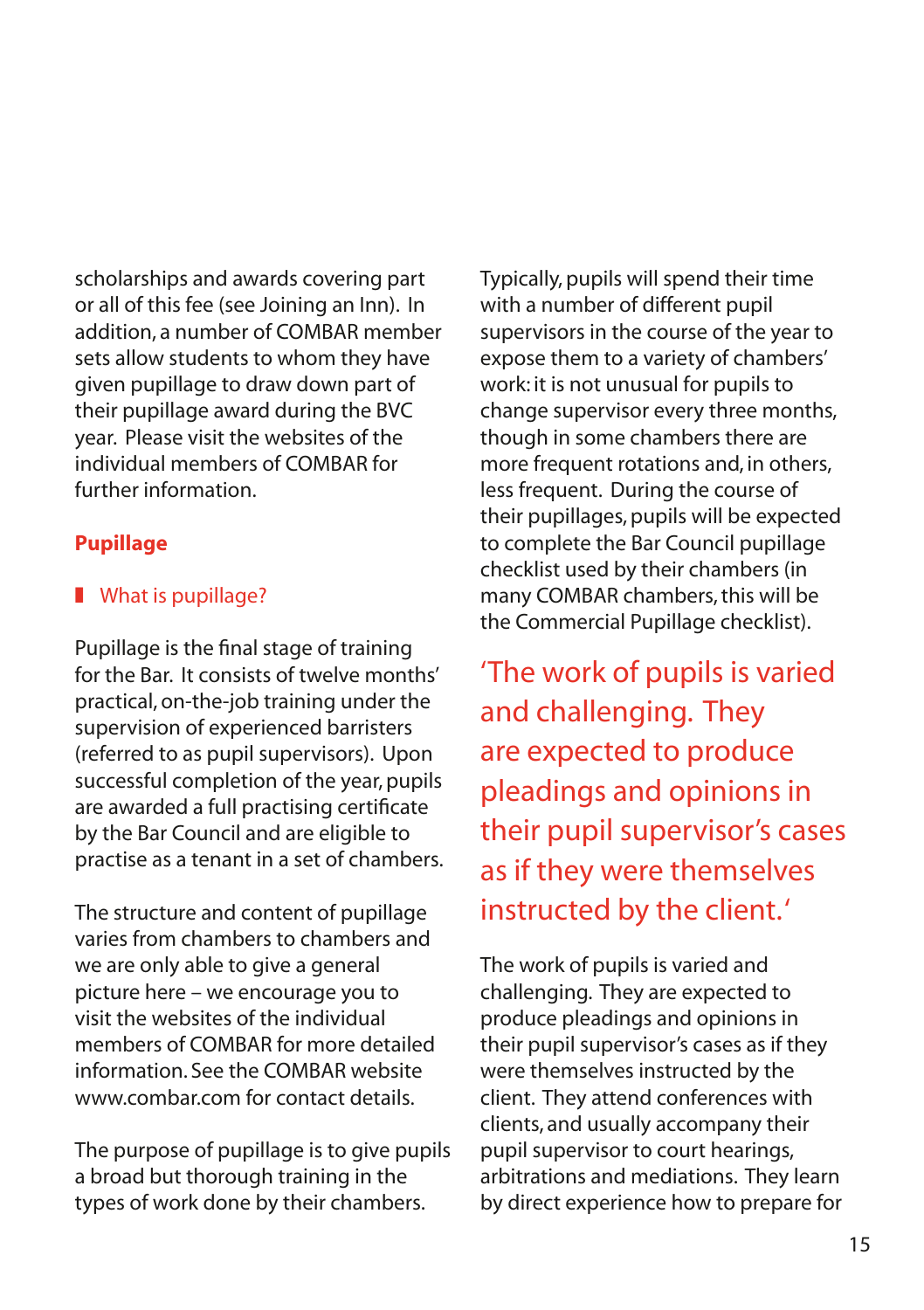scholarships and awards covering part or all of this fee (see Joining an Inn). In addition, a number of COMBAR member sets allow students to whom they have given pupillage to draw down part of their pupillage award during the BVC year. Please visit the websites of the individual members of COMBAR for further information.

## Pupillage

### What is pupillage?

Pupillage is the final stage of training for the Bar. It consists of twelve months' practical, on-the-job training under the supervision of experienced barristers (referred to as pupil supervisors). Upon successful completion of the year, pupils are awarded a full practising certificate by the Bar Council and are eligible to practise as a tenant in a set of chambers.

The structure and content of pupillage varies from chambers to chambers and we are only able to give a general picture here – we encourage you to visit the websites of the individual members of COMBAR for more detailed information. See the COMBAR website www.combar.com for contact details.

The purpose of pupillage is to give pupils a broad but thorough training in the types of work done by their chambers. Typically, pupils will spend their time with a number of different pupil supervisors in the course of the year to expose them to a variety of chambers' work: it is not unusual for pupils to change supervisor every three months, though in some chambers there are more frequent rotations and, in others, less frequent. During the course of their pupillages, pupils will be expected to complete the Bar Council pupillage checklist used by their chambers (in many COMBAR chambers, this will be the Commercial Pupillage checklist).

> 'The work of pupils is varied and challenging. They are expected to produce pleadings and opinions in their pupil supervisor's cases as if they were themselves instructed by the client.'

The work of pupils is varied and challenging. They are expected to produce pleadings and opinions in their pupil supervisor's cases as if they were themselves instructed by the client. They attend conferences with clients, and usually accompany their pupil supervisor to court hearings, arbitrations and mediations. They learn by direct experience how to prepare for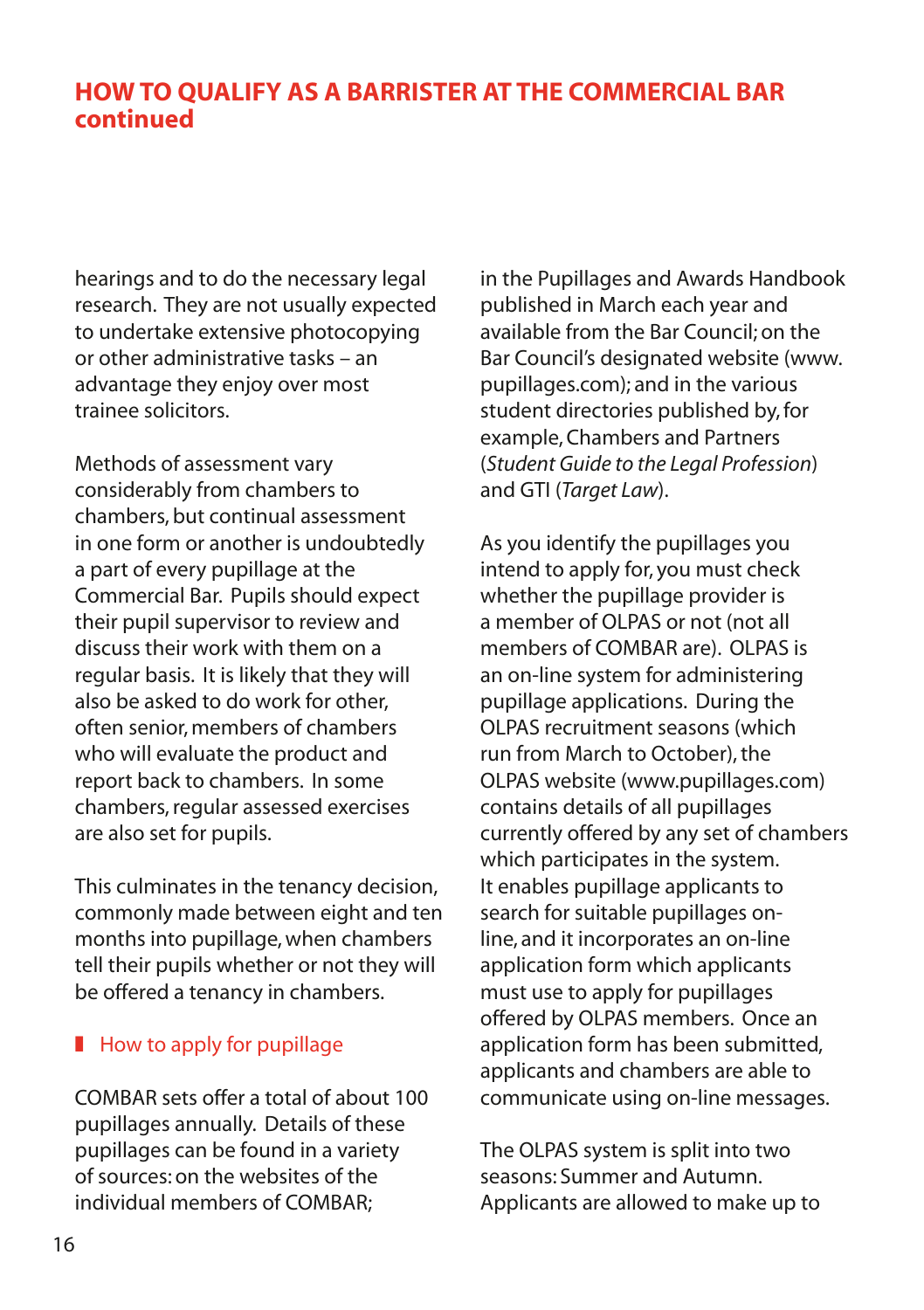## HOW TO QUALIFY AS A BARRISTER AT THE COMMERCIAL BAR continued

hearings and to do the necessary legal research. They are not usually expected to undertake extensive photocopying or other administrative tasks – an advantage they enjoy over most trainee solicitors.

Methods of assessment vary considerably from chambers to chambers, but continual assessment in one form or another is undoubtedly a part of every pupillage at the Commercial Bar. Pupils should expect their pupil supervisor to review and discuss their work with them on a regular basis. It is likely that they will also be asked to do work for other, often senior, members of chambers who will evaluate the product and report back to chambers. In some chambers, regular assessed exercises are also set for pupils.

This culminates in the tenancy decision, commonly made between eight and ten months into pupillage, when chambers tell their pupils whether or not they will be offered a tenancy in chambers.

### How to apply for pupillage

COMBAR sets offer a total of about 100 pupillages annually. Details of these pupillages can be found in a variety of sources: on the websites of the individual members of COMBAR; in the Pupillages and Awards Handbook published in March each year and available from the Bar Council; on the Bar Council's designated website (www.pupillages.com); and in the various student directories published by, for example, Chambers and Partners (*Student Guide to the Legal Profession*) and GTI (*Target Law*).

As you identify the pupillages you intend to apply for, you must check whether the pupillage provider is a member of OLPAS or not (not all members of COMBAR are). OLPAS is an on-line system for administering pupillage applications. During the OLPAS recruitment seasons (which run from March to October), the OLPAS website (www.pupillages.com) contains details of all pupillages currently offered by any set of chambers which participates in the system. It enables pupillage applicants to search for suitable pupillages on-line, and it incorporates an on-line application form which applicants must use to apply for pupillages offered by OLPAS members. Once an application form has been submitted, applicants and chambers are able to communicate using on-line messages.

The OLPAS system is split into two seasons: Summer and Autumn. Applicants are allowed to make up to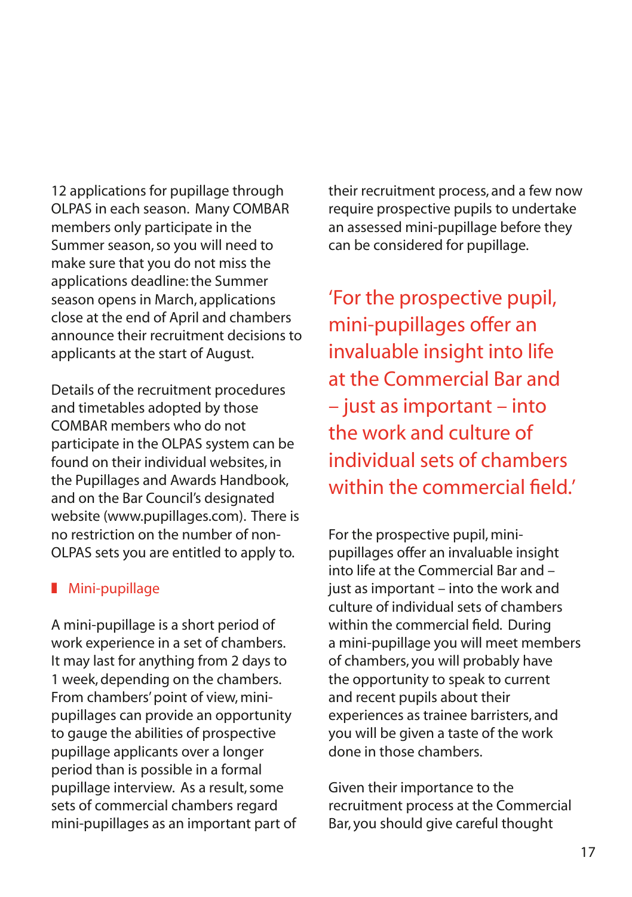12 applications for pupillage through OLPAS in each season. Many COMBAR members only participate in the Summer season, so you will need to make sure that you do not miss the applications deadline: the Summer season opens in March, applications close at the end of April and chambers announce their recruitment decisions to applicants at the start of August.

Details of the recruitment procedures and timetables adopted by those COMBAR members who do not participate in the OLPAS system can be found on their individual websites, in the Pupillages and Awards Handbook, and on the Bar Council's designated website (www.pupillages.com). There is no restriction on the number of non-OLPAS sets you are entitled to apply to.

## Mini-pupillage

A mini-pupillage is a short period of work experience in a set of chambers. It may last for anything from 2 days to 1 week, depending on the chambers. From chambers' point of view, mini-pupillages can provide an opportunity to gauge the abilities of prospective pupillage applicants over a longer period than is possible in a formal pupillage interview. As a result, some sets of commercial chambers regard mini-pupillages as an important part of their recruitment process, and a few now require prospective pupils to undertake an assessed mini-pupillage before they can be considered for pupillage.

> 'For the prospective pupil, mini-pupillages offer an invaluable insight into life at the Commercial Bar and – just as important – into the work and culture of individual sets of chambers within the commercial field.'

For the prospective pupil, mini-pupillages offer an invaluable insight into life at the Commercial Bar and – just as important – into the work and culture of individual sets of chambers within the commercial field. During a mini-pupillage you will meet members of chambers, you will probably have the opportunity to speak to current and recent pupils about their experiences as trainee barristers, and you will be given a taste of the work done in those chambers.

Given their importance to the recruitment process at the Commercial Bar, you should give careful thought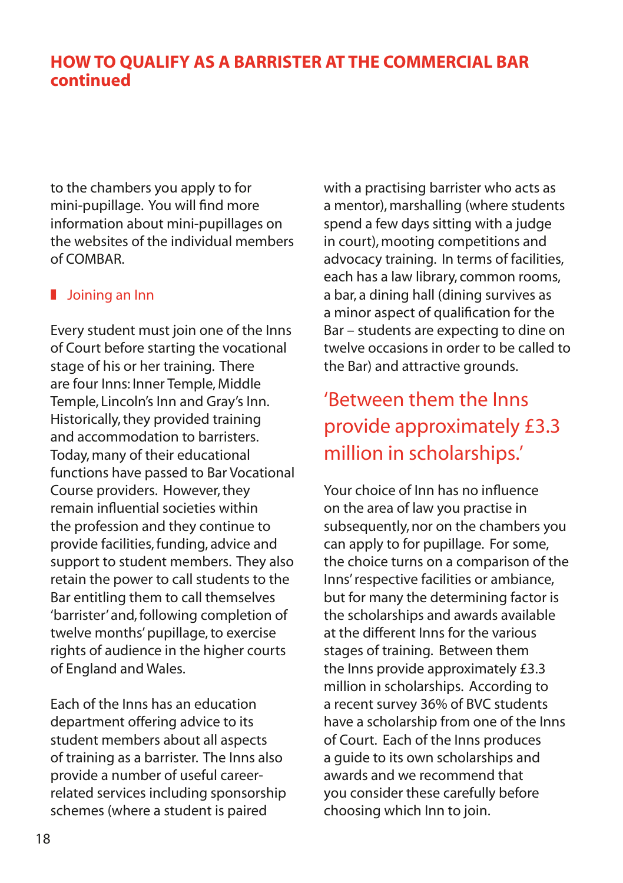## HOW TO QUALIFY AS A BARRISTER AT THE COMMERCIAL BAR continued

to the chambers you apply to for mini-pupillage. You will find more information about mini-pupillages on the websites of the individual members of COMBAR.

### Joining an Inn

Every student must join one of the Inns of Court before starting the vocational stage of his or her training. There are four Inns: Inner Temple, Middle Temple, Lincoln's Inn and Gray's Inn. Historically, they provided training and accommodation to barristers. Today, many of their educational functions have passed to Bar Vocational Course providers. However, they remain influential societies within the profession and they continue to provide facilities, funding, advice and support to student members. They also retain the power to call students to the Bar entitling them to call themselves 'barrister' and, following completion of twelve months' pupillage, to exercise rights of audience in the higher courts of England and Wales.

Each of the Inns has an education department offering advice to its student members about all aspects of training as a barrister. The Inns also provide a number of useful career-related services including sponsorship schemes (where a student is paired with a practising barrister who acts as a mentor), marshalling (where students spend a few days sitting with a judge in court), mooting competitions and advocacy training. In terms of facilities, each has a law library, common rooms, a bar, a dining hall (dining survives as a minor aspect of qualification for the Bar – students are expecting to dine on twelve occasions in order to be called to the Bar) and attractive grounds.

> 'Between them the Inns provide approximately £3.3 million in scholarships.'

Your choice of Inn has no influence on the area of law you practise in subsequently, nor on the chambers you can apply to for pupillage. For some, the choice turns on a comparison of the Inns' respective facilities or ambiance, but for many the determining factor is the scholarships and awards available at the different Inns for the various stages of training. Between them the Inns provide approximately £3.3 million in scholarships. According to a recent survey 36% of BVC students have a scholarship from one of the Inns of Court. Each of the Inns produces a guide to its own scholarships and awards and we recommend that you consider these carefully before choosing which Inn to join.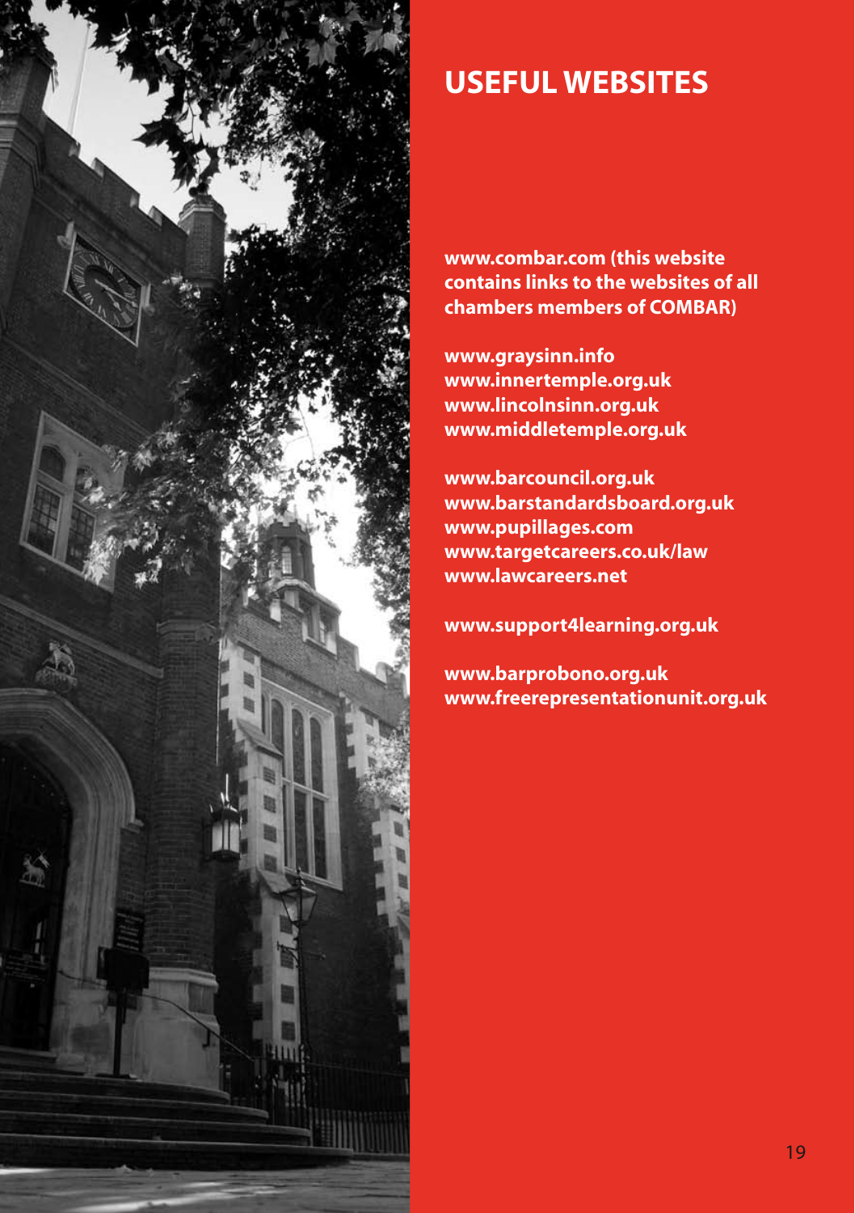# USEFUL WEBSITES

**www.combar.com (this website contains links to the websites of all chambers members of COMBAR)**

**www.graysinn.info**
**www.innertemple.org.uk**
**www.lincolnsinn.org.uk**
**www.middletemple.org.uk**

**www.barcouncil.org.uk**
**www.barstandardsboard.org.uk**
**www.pupillages.com**
**www.targetcareers.co.uk/law**
**www.lawcareers.net**

**www.support4learning.org.uk**

**www.barprobono.org.uk**
**www.freerepresentationunit.org.uk**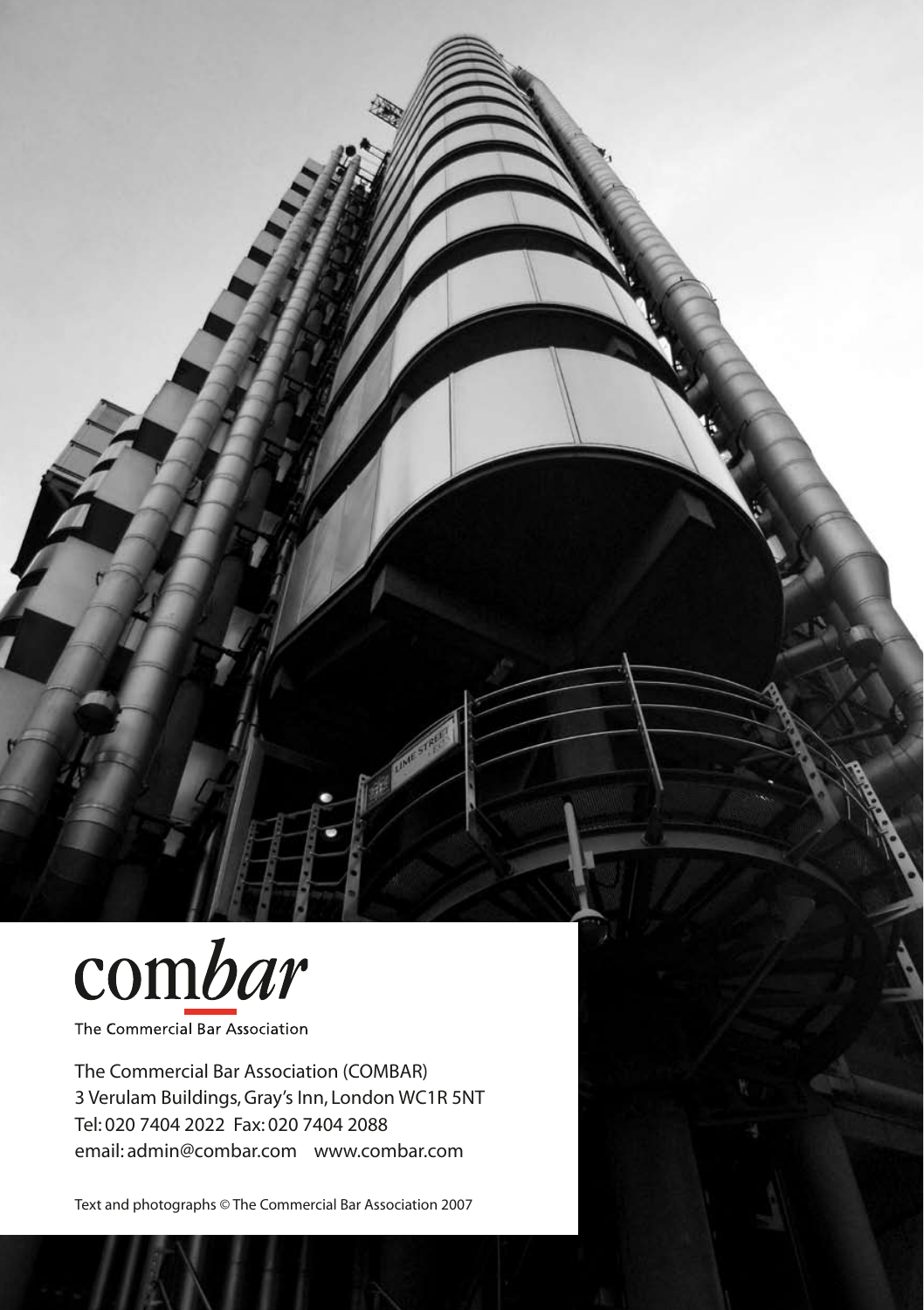combar

The Commercial Bar Association

The Commercial Bar Association (COMBAR)
3 Verulam Buildings, Gray's Inn, London WC1R 5NT
Tel: 020 7404 2022 Fax: 020 7404 2088
email: admin@combar.com www.combar.com

Text and photographs © The Commercial Bar Association 2007